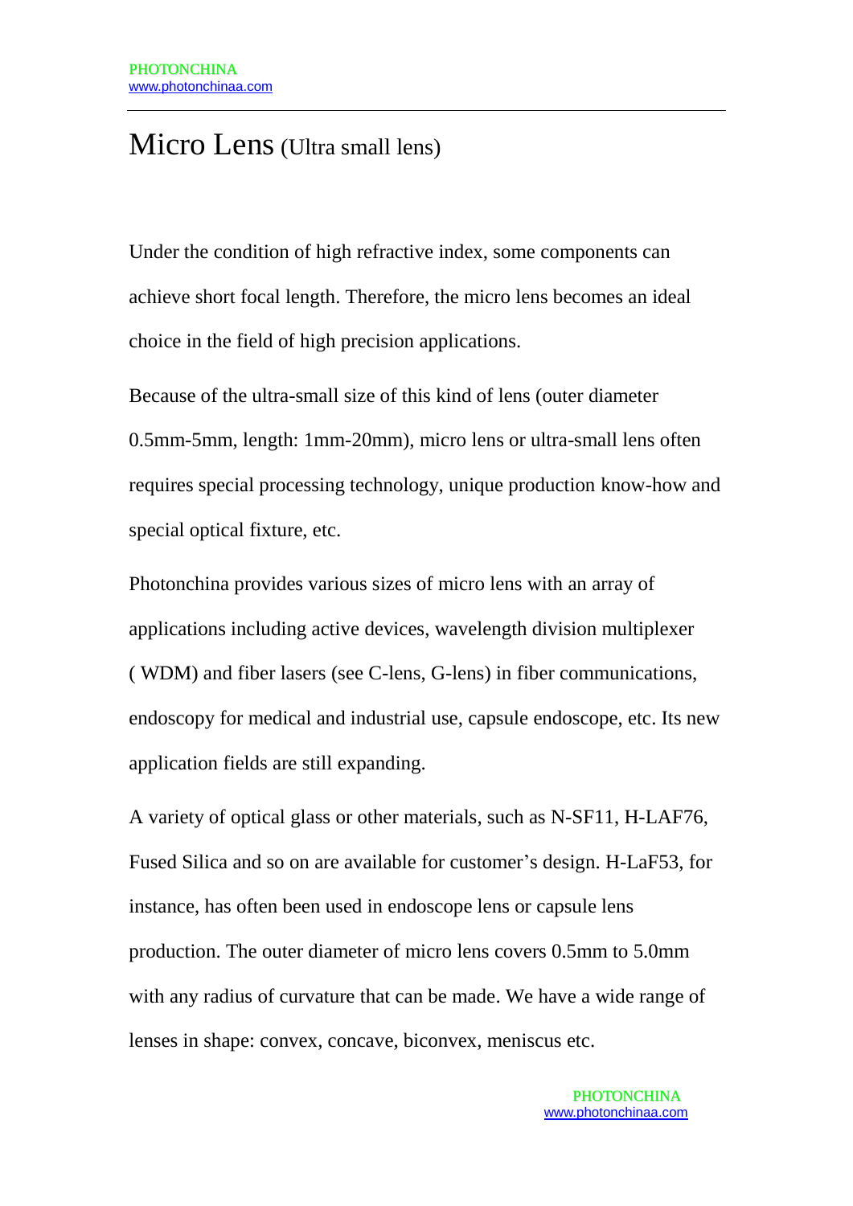# Micro Lens (Ultra small lens)

Under the condition of high refractive index, some components can achieve short focal length. Therefore, the micro lens becomes an ideal choice in the field of high precision applications.

Because of the ultra-small size of this kind of lens (outer diameter 0.5mm-5mm, length: 1mm-20mm), micro lens or ultra-small lens often requires special processing technology, unique production know-how and special optical fixture, etc.

Photonchina provides various sizes of micro lens with an array of applications including active devices, wavelength division multiplexer ( WDM) and fiber lasers (see C-lens, G-lens) in fiber communications, endoscopy for medical and industrial use, capsule endoscope, etc. Its new application fields are still expanding.

A variety of optical glass or other materials, such as N-SF11, H-LAF76, Fused Silica and so on are available for customer's design. H-LaF53, for instance, has often been used in endoscope lens or capsule lens production. The outer diameter of micro lens covers 0.5mm to 5.0mm with any radius of curvature that can be made. We have a wide range of lenses in shape: convex, concave, biconvex, meniscus etc.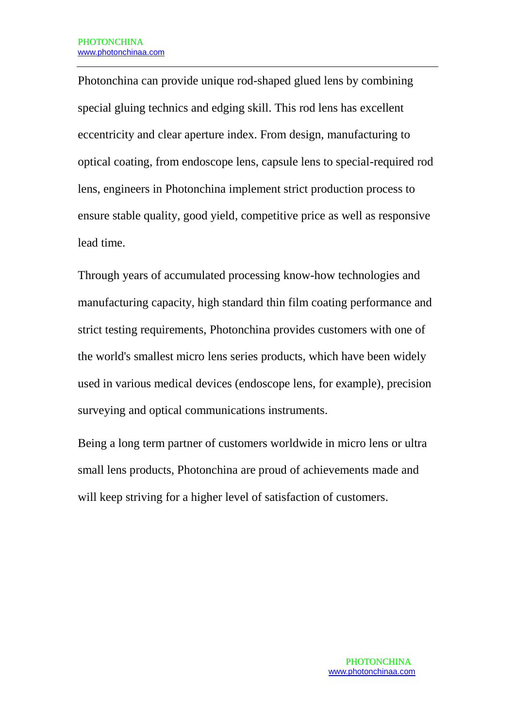Photonchina can provide unique rod-shaped glued lens by combining special gluing technics and edging skill. This rod lens has excellent eccentricity and clear aperture index. From design, manufacturing to optical coating, from endoscope lens, capsule lens to special-required rod lens, engineers in Photonchina implement strict production process to ensure stable quality, good yield, competitive price as well as responsive lead time.

Through years of accumulated processing know-how technologies and manufacturing capacity, high standard thin film coating performance and strict testing requirements, Photonchina provides customers with one of the world's smallest micro lens series products, which have been widely used in various medical devices (endoscope lens, for example), precision surveying and optical communications instruments.

Being a long term partner of customers worldwide in micro lens or ultra small lens products, Photonchina are proud of achievements made and will keep striving for a higher level of satisfaction of customers.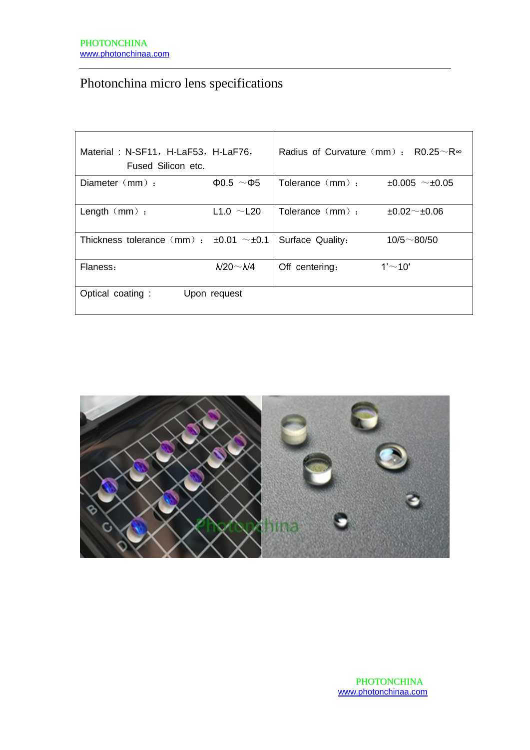PHOTONCHINA
www.photonchinaa.com

# Photonchina micro lens specifications

| | | | |
|---|---|---|---|
| Material：N-SF11，H-LaF53，H-LaF76，Fused Silicon etc. | | Radius of Curvature（mm）： | R0.25～R∞ |
| Diameter（mm）： | Φ0.5 ～Φ5 | Tolerance（mm）： | ±0.005 ～±0.05 |
| Length（mm）： | L1.0 ～L20 | Tolerance（mm）： | ±0.02～±0.06 |
| Thickness tolerance（mm）： | ±0.01 ～±0.1 | Surface Quality： | 10/5～80/50 |
| Flaness： | λ/20～λ/4 | Off centering： | 1'～10′ |
| Optical coating： | Upon request | | |

PHOTONCHINA
www.photonchinaa.com